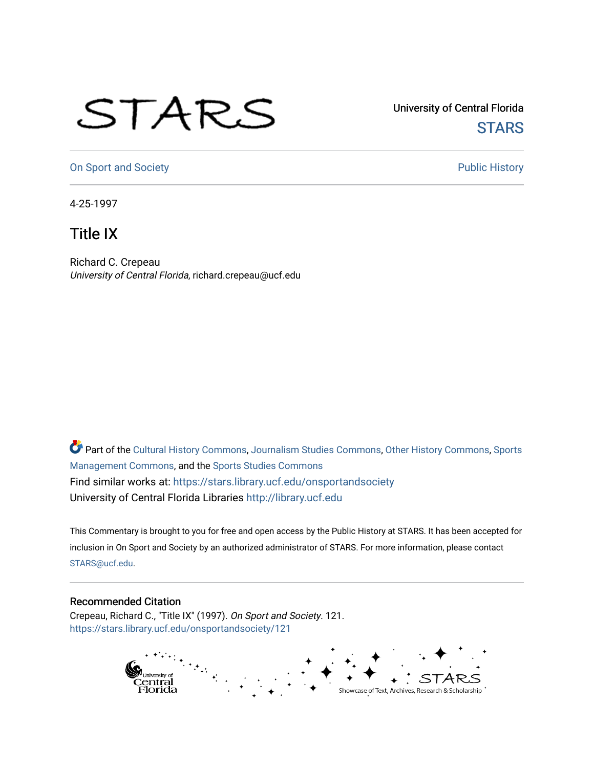University of Central Florida

STARS

On Sport and Society

Public History

4-25-1997

# Title IX

Richard C. Crepeau

*University of Central Florida*, richard.crepeau@ucf.edu

Part of the Cultural History Commons, Journalism Studies Commons, Other History Commons, Sports Management Commons, and the Sports Studies Commons

Find similar works at: https://stars.library.ucf.edu/onsportandsociety

University of Central Florida Libraries http://library.ucf.edu

This Commentary is brought to you for free and open access by the Public History at STARS. It has been accepted for inclusion in On Sport and Society by an authorized administrator of STARS. For more information, please contact STARS@ucf.edu.

## Recommended Citation

Crepeau, Richard C., "Title IX" (1997). *On Sport and Society*. 121.

https://stars.library.ucf.edu/onsportandsociety/121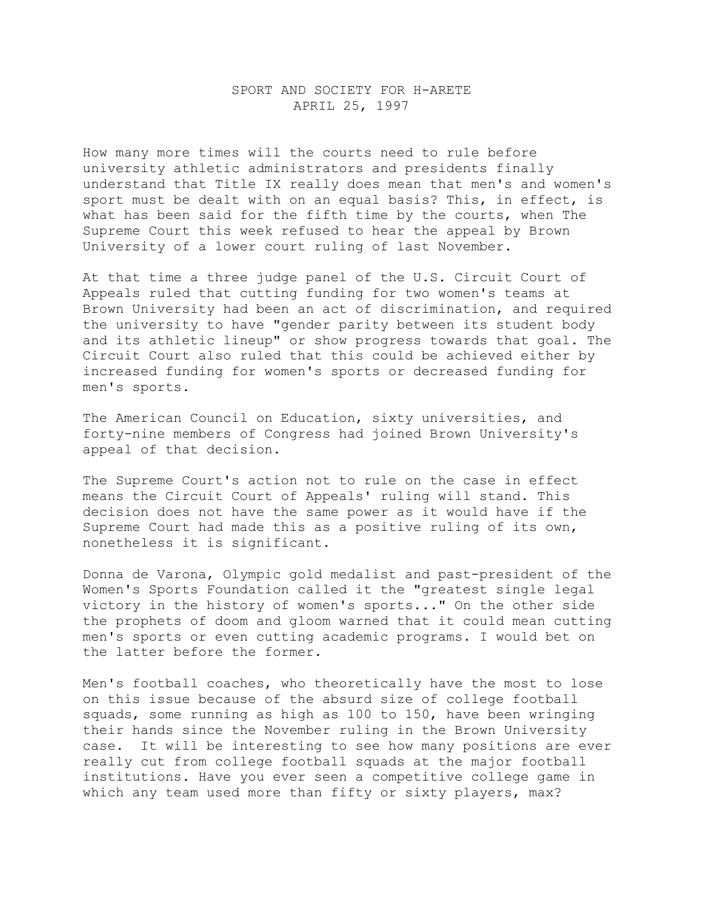SPORT AND SOCIETY FOR H-ARETE
APRIL 25, 1997

How many more times will the courts need to rule before university athletic administrators and presidents finally understand that Title IX really does mean that men's and women's sport must be dealt with on an equal basis? This, in effect, is what has been said for the fifth time by the courts, when The Supreme Court this week refused to hear the appeal by Brown University of a lower court ruling of last November.

At that time a three judge panel of the U.S. Circuit Court of Appeals ruled that cutting funding for two women's teams at Brown University had been an act of discrimination, and required the university to have "gender parity between its student body and its athletic lineup" or show progress towards that goal. The Circuit Court also ruled that this could be achieved either by increased funding for women's sports or decreased funding for men's sports.

The American Council on Education, sixty universities, and forty-nine members of Congress had joined Brown University's appeal of that decision.

The Supreme Court's action not to rule on the case in effect means the Circuit Court of Appeals' ruling will stand. This decision does not have the same power as it would have if the Supreme Court had made this as a positive ruling of its own, nonetheless it is significant.

Donna de Varona, Olympic gold medalist and past-president of the Women's Sports Foundation called it the "greatest single legal victory in the history of women's sports..." On the other side the prophets of doom and gloom warned that it could mean cutting men's sports or even cutting academic programs. I would bet on the latter before the former.

Men's football coaches, who theoretically have the most to lose on this issue because of the absurd size of college football squads, some running as high as 100 to 150, have been wringing their hands since the November ruling in the Brown University case. It will be interesting to see how many positions are ever really cut from college football squads at the major football institutions. Have you ever seen a competitive college game in which any team used more than fifty or sixty players, max?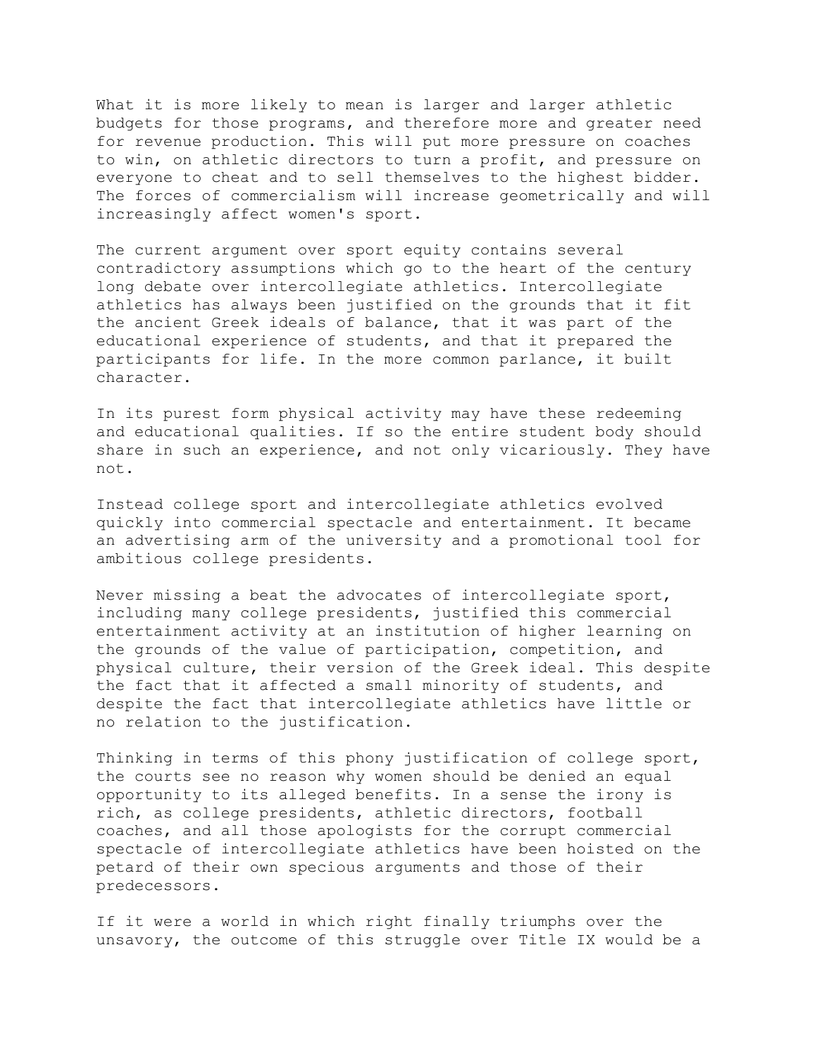What it is more likely to mean is larger and larger athletic budgets for those programs, and therefore more and greater need for revenue production. This will put more pressure on coaches to win, on athletic directors to turn a profit, and pressure on everyone to cheat and to sell themselves to the highest bidder. The forces of commercialism will increase geometrically and will increasingly affect women's sport.

The current argument over sport equity contains several contradictory assumptions which go to the heart of the century long debate over intercollegiate athletics. Intercollegiate athletics has always been justified on the grounds that it fit the ancient Greek ideals of balance, that it was part of the educational experience of students, and that it prepared the participants for life. In the more common parlance, it built character.

In its purest form physical activity may have these redeeming and educational qualities. If so the entire student body should share in such an experience, and not only vicariously. They have not.

Instead college sport and intercollegiate athletics evolved quickly into commercial spectacle and entertainment. It became an advertising arm of the university and a promotional tool for ambitious college presidents.

Never missing a beat the advocates of intercollegiate sport, including many college presidents, justified this commercial entertainment activity at an institution of higher learning on the grounds of the value of participation, competition, and physical culture, their version of the Greek ideal. This despite the fact that it affected a small minority of students, and despite the fact that intercollegiate athletics have little or no relation to the justification.

Thinking in terms of this phony justification of college sport, the courts see no reason why women should be denied an equal opportunity to its alleged benefits. In a sense the irony is rich, as college presidents, athletic directors, football coaches, and all those apologists for the corrupt commercial spectacle of intercollegiate athletics have been hoisted on the petard of their own specious arguments and those of their predecessors.

If it were a world in which right finally triumphs over the unsavory, the outcome of this struggle over Title IX would be a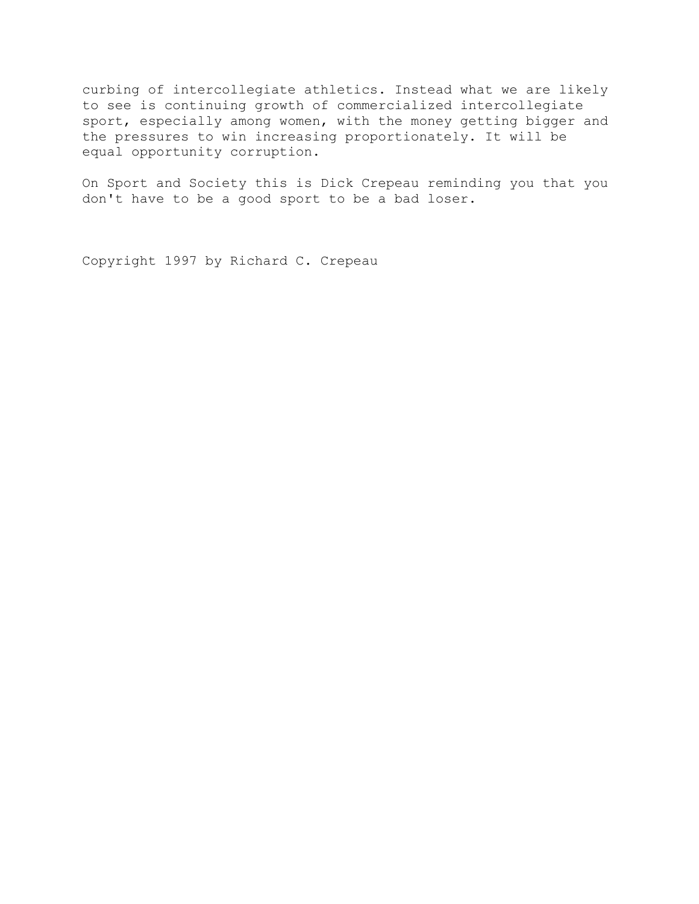curbing of intercollegiate athletics. Instead what we are likely to see is continuing growth of commercialized intercollegiate sport, especially among women, with the money getting bigger and the pressures to win increasing proportionately. It will be equal opportunity corruption.

On Sport and Society this is Dick Crepeau reminding you that you don't have to be a good sport to be a bad loser.

Copyright 1997 by Richard C. Crepeau